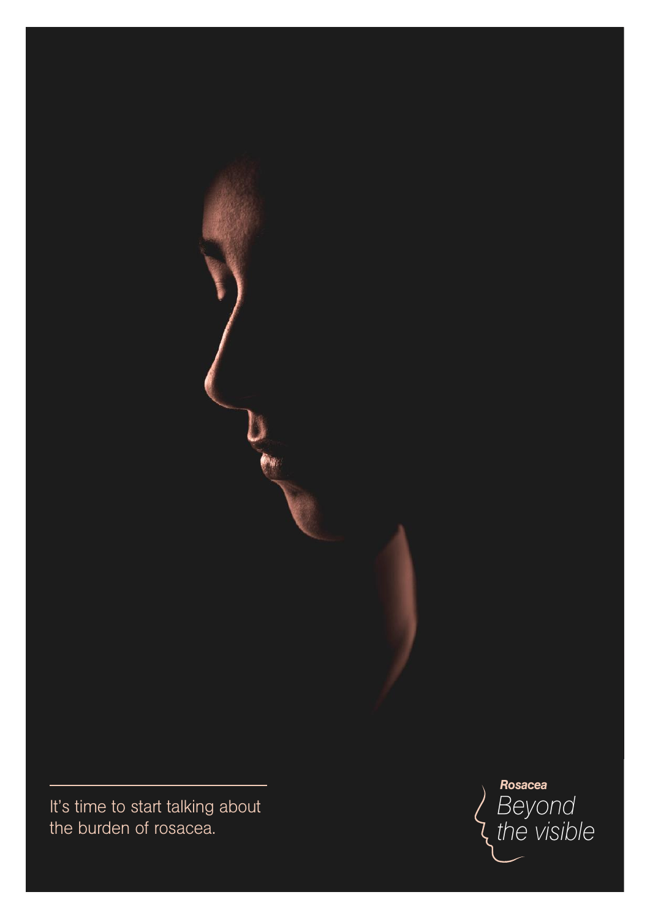It's time to start talking about the burden of rosacea.

*Rosacea*

*Beyond the visible*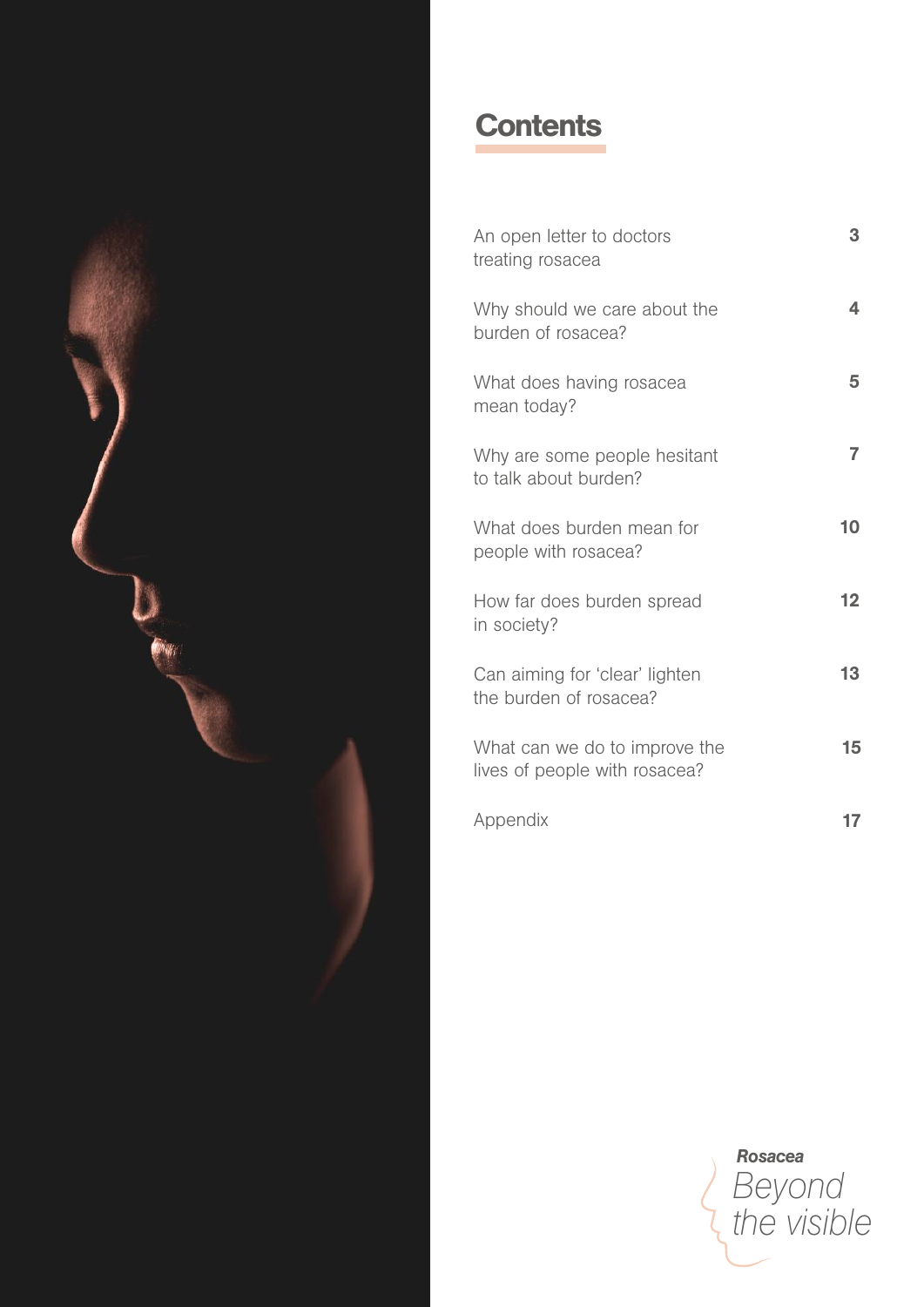# Contents

| | |
|---|---|
| An open letter to doctors treating rosacea | 3 |
| Why should we care about the burden of rosacea? | 4 |
| What does having rosacea mean today? | 5 |
| Why are some people hesitant to talk about burden? | 7 |
| What does burden mean for people with rosacea? | 10 |
| How far does burden spread in society? | 12 |
| Can aiming for 'clear' lighten the burden of rosacea? | 13 |
| What can we do to improve the lives of people with rosacea? | 15 |
| Appendix | 17 |

***Rosacea***
*Beyond the visible*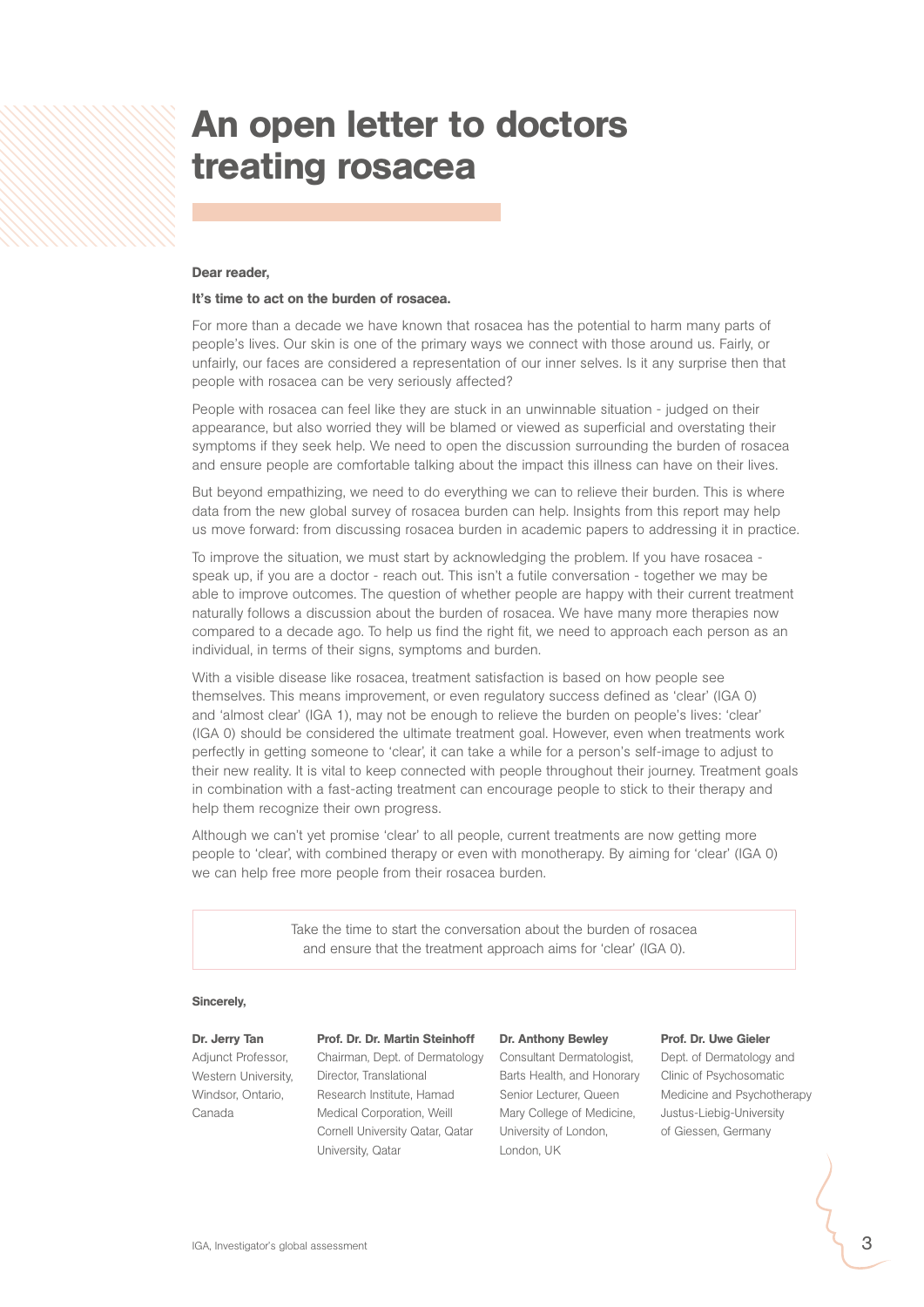# An open letter to doctors treating rosacea

**Dear reader,**

**It's time to act on the burden of rosacea.**

For more than a decade we have known that rosacea has the potential to harm many parts of people's lives. Our skin is one of the primary ways we connect with those around us. Fairly, or unfairly, our faces are considered a representation of our inner selves. Is it any surprise then that people with rosacea can be very seriously affected?

People with rosacea can feel like they are stuck in an unwinnable situation - judged on their appearance, but also worried they will be blamed or viewed as superficial and overstating their symptoms if they seek help. We need to open the discussion surrounding the burden of rosacea and ensure people are comfortable talking about the impact this illness can have on their lives.

But beyond empathizing, we need to do everything we can to relieve their burden. This is where data from the new global survey of rosacea burden can help. Insights from this report may help us move forward: from discussing rosacea burden in academic papers to addressing it in practice.

To improve the situation, we must start by acknowledging the problem. If you have rosacea - speak up, if you are a doctor - reach out. This isn't a futile conversation - together we may be able to improve outcomes. The question of whether people are happy with their current treatment naturally follows a discussion about the burden of rosacea. We have many more therapies now compared to a decade ago. To help us find the right fit, we need to approach each person as an individual, in terms of their signs, symptoms and burden.

With a visible disease like rosacea, treatment satisfaction is based on how people see themselves. This means improvement, or even regulatory success defined as 'clear' (IGA 0) and 'almost clear' (IGA 1), may not be enough to relieve the burden on people's lives: 'clear' (IGA 0) should be considered the ultimate treatment goal. However, even when treatments work perfectly in getting someone to 'clear', it can take a while for a person's self-image to adjust to their new reality. It is vital to keep connected with people throughout their journey. Treatment goals in combination with a fast-acting treatment can encourage people to stick to their therapy and help them recognize their own progress.

Although we can't yet promise 'clear' to all people, current treatments are now getting more people to 'clear', with combined therapy or even with monotherapy. By aiming for 'clear' (IGA 0) we can help free more people from their rosacea burden.

> Take the time to start the conversation about the burden of rosacea and ensure that the treatment approach aims for 'clear' (IGA 0).

**Sincerely,**

**Dr. Jerry Tan**
Adjunct Professor, Western University, Windsor, Ontario, Canada

**Prof. Dr. Dr. Martin Steinhoff**
Chairman, Dept. of Dermatology Director, Translational Research Institute, Hamad Medical Corporation, Weill Cornell University Qatar, Qatar University, Qatar

**Dr. Anthony Bewley**
Consultant Dermatologist, Barts Health, and Honorary Senior Lecturer, Queen Mary College of Medicine, University of London, London, UK

**Prof. Dr. Uwe Gieler**
Dept. of Dermatology and Clinic of Psychosomatic Medicine and Psychotherapy Justus-Liebig-University of Giessen, Germany

IGA, Investigator's global assessment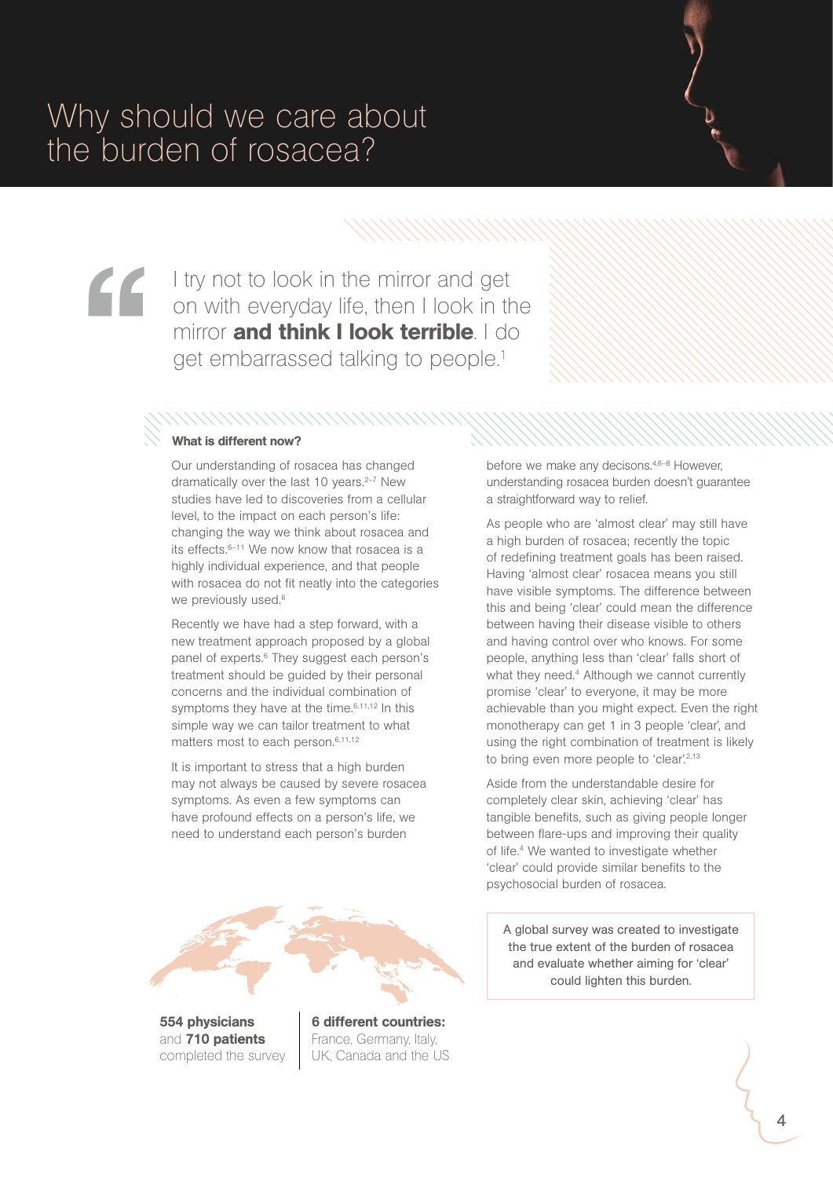# Why should we care about the burden of rosacea?

> I try not to look in the mirror and get on with everyday life, then I look in the mirror **and think I look terrible**. I do get embarrassed talking to people.[1]

### What is different now?

Our understanding of rosacea has changed dramatically over the last 10 years.[2–7] New studies have led to discoveries from a cellular level, to the impact on each person's life: changing the way we think about rosacea and its effects.[6–11] We now know that rosacea is a highly individual experience, and that people with rosacea do not fit neatly into the categories we previously used.[6]

Recently we have had a step forward, with a new treatment approach proposed by a global panel of experts.[6] They suggest each person's treatment should be guided by their personal concerns and the individual combination of symptoms they have at the time.[6,11,12] In this simple way we can tailor treatment to what matters most to each person.[6,11,12]

It is important to stress that a high burden may not always be caused by severe rosacea symptoms. As even a few symptoms can have profound effects on a person's life, we need to understand each person's burden before we make any decisons.[4,6–8] However, understanding rosacea burden doesn't guarantee a straightforward way to relief.

As people who are 'almost clear' may still have a high burden of rosacea; recently the topic of redefining treatment goals has been raised. Having 'almost clear' rosacea means you still have visible symptoms. The difference between this and being 'clear' could mean the difference between having their disease visible to others and having control over who knows. For some people, anything less than 'clear' falls short of what they need.[4] Although we cannot currently promise 'clear' to everyone, it may be more achievable than you might expect. Even the right monotherapy can get 1 in 3 people 'clear', and using the right combination of treatment is likely to bring even more people to 'clear'.[2,13]

Aside from the understandable desire for completely clear skin, achieving 'clear' has tangible benefits, such as giving people longer between flare-ups and improving their quality of life.[4] We wanted to investigate whether 'clear' could provide similar benefits to the psychosocial burden of rosacea.

A global survey was created to investigate the true extent of the burden of rosacea and evaluate whether aiming for 'clear' could lighten this burden.

**554 physicians** and **710 patients** completed the survey

**6 different countries:** France, Germany, Italy, UK, Canada and the US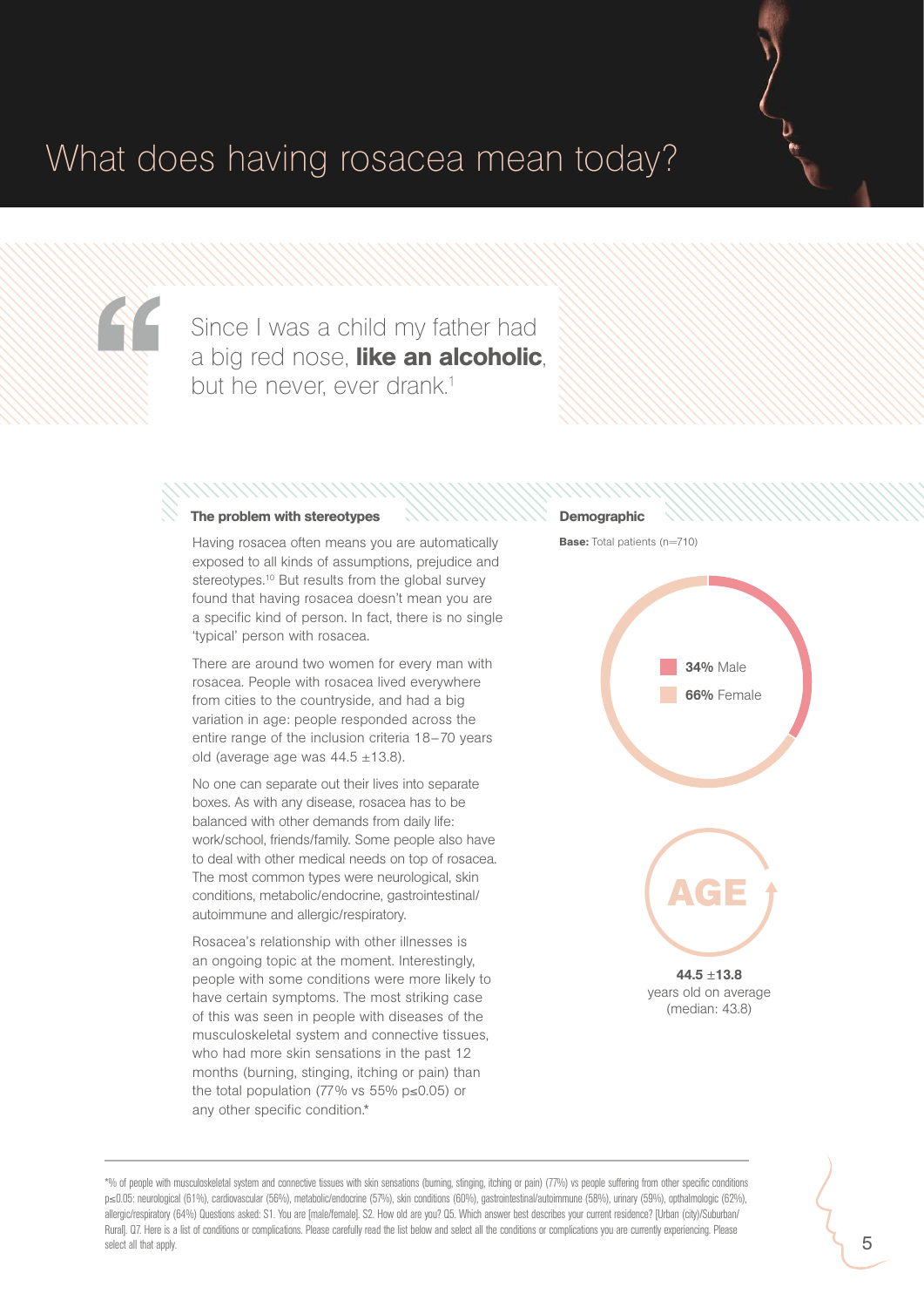# What does having rosacea mean today?

> Since I was a child my father had a big red nose, **like an alcoholic**, but he never, ever drank.[1]

### The problem with stereotypes

Having rosacea often means you are automatically exposed to all kinds of assumptions, prejudice and stereotypes.[10] But results from the global survey found that having rosacea doesn't mean you are a specific kind of person. In fact, there is no single 'typical' person with rosacea.

There are around two women for every man with rosacea. People with rosacea lived everywhere from cities to the countryside, and had a big variation in age: people responded across the entire range of the inclusion criteria 18–70 years old (average age was 44.5 ±13.8).

No one can separate out their lives into separate boxes. As with any disease, rosacea has to be balanced with other demands from daily life: work/school, friends/family. Some people also have to deal with other medical needs on top of rosacea. The most common types were neurological, skin conditions, metabolic/endocrine, gastrointestinal/autoimmune and allergic/respiratory.

Rosacea's relationship with other illnesses is an ongoing topic at the moment. Interestingly, people with some conditions were more likely to have certain symptoms. The most striking case of this was seen in people with diseases of the musculoskeletal system and connective tissues, who had more skin sensations in the past 12 months (burning, stinging, itching or pain) than the total population (77% vs 55% $p \leq 0.05$) or any other specific condition.*

### Demographic

**Base:** Total patients (n=710)

**34%** Male

**66%** Female

AGE

**44.5** ±**13.8**
years old on average
(median: 43.8)

*% of people with musculoskeletal system and connective tissues with skin sensations (burning, stinging, itching or pain) (77%) vs people suffering from other specific conditions $p \leq 0.05$: neurological (61%), cardiovascular (56%), metabolic/endocrine (57%), skin conditions (60%), gastrointestinal/autoimmune (58%), urinary (59%), opthalmologic (62%), allergic/respiratory (64%) Questions asked: S1. You are [male/female]. S2. How old are you? Q5. Which answer best describes your current residence? [Urban (city)/Suburban/Rural]. Q7. Here is a list of conditions or complications. Please carefully read the list below and select all the conditions or complications you are currently experiencing. Please select all that apply.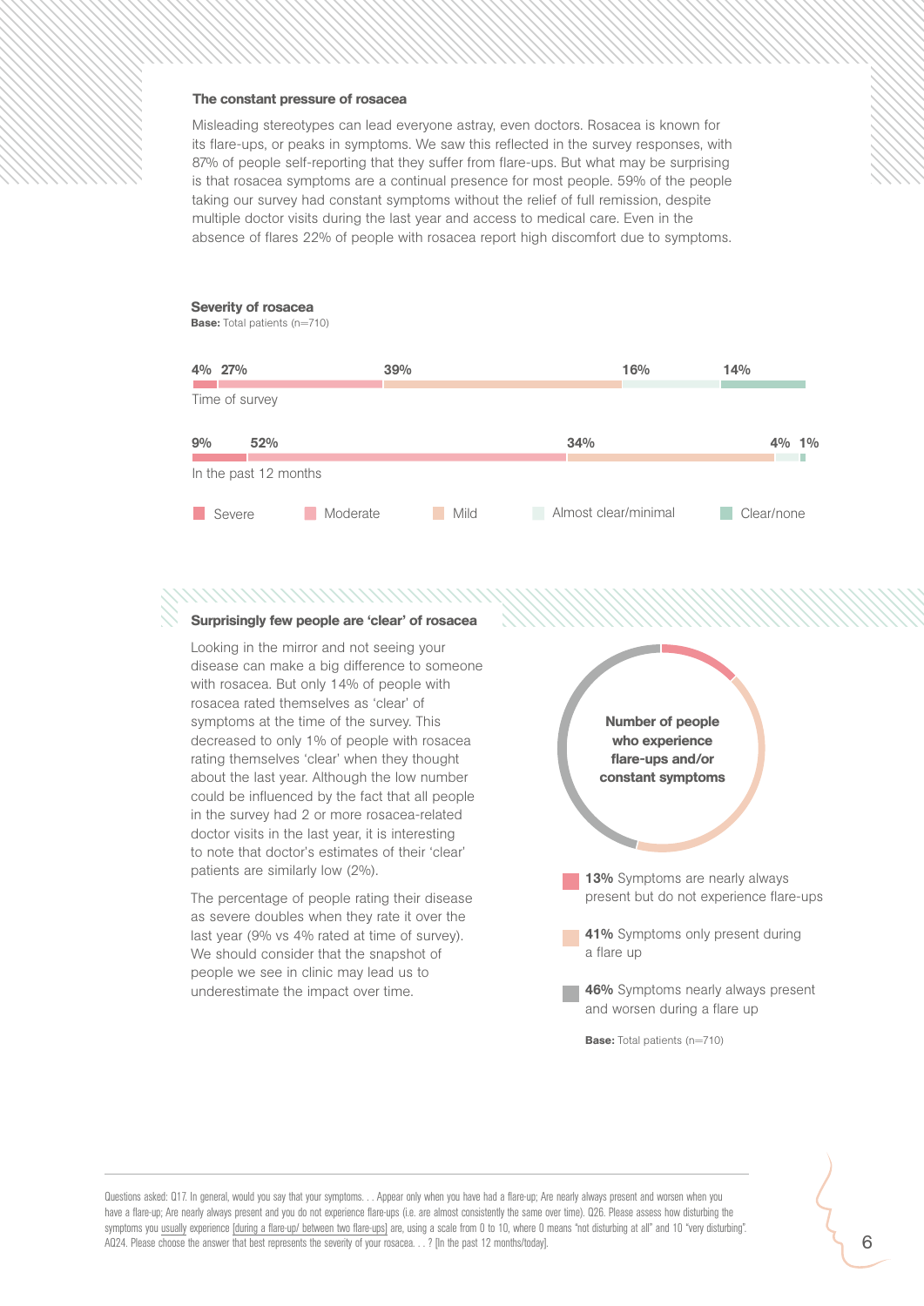### The constant pressure of rosacea

Misleading stereotypes can lead everyone astray, even doctors. Rosacea is known for its flare-ups, or peaks in symptoms. We saw this reflected in the survey responses, with 87% of people self-reporting that they suffer from flare-ups. But what may be surprising is that rosacea symptoms are a continual presence for most people. 59% of the people taking our survey had constant symptoms without the relief of full remission, despite multiple doctor visits during the last year and access to medical care. Even in the absence of flares 22% of people with rosacea report high discomfort due to symptoms.

**Severity of rosacea**
**Base:** Total patients (n=710)

| | Severe | Moderate | Mild | Almost clear/minimal | Clear/none |
|---|---|---|---|---|---|
| Time of survey | 4% | 27% | 39% | 16% | 14% |
| In the past 12 months | 9% | 52% | 34% | 4% | 1% |

### Surprisingly few people are 'clear' of rosacea

Looking in the mirror and not seeing your disease can make a big difference to someone with rosacea. But only 14% of people with rosacea rated themselves as 'clear' of symptoms at the time of the survey. This decreased to only 1% of people with rosacea rating themselves 'clear' when they thought about the last year. Although the low number could be influenced by the fact that all people in the survey had 2 or more rosacea-related doctor visits in the last year, it is interesting to note that doctor's estimates of their 'clear' patients are similarly low (2%).

The percentage of people rating their disease as severe doubles when they rate it over the last year (9% vs 4% rated at time of survey). We should consider that the snapshot of people we see in clinic may lead us to underestimate the impact over time.

**Number of people who experience flare-ups and/or constant symptoms**

- **13%** Symptoms are nearly always present but do not experience flare-ups
- **41%** Symptoms only present during a flare up
- **46%** Symptoms nearly always present and worsen during a flare up

**Base:** Total patients (n=710)

Questions asked: Q17. In general, would you say that your symptoms. . . Appear only when you have had a flare-up; Are nearly always present and worsen when you have a flare-up; Are nearly always present and you do not experience flare-ups (i.e. are almost consistently the same over time). Q26. Please assess how disturbing the symptoms you usually experience [during a flare-up/ between two flare-ups] are, using a scale from 0 to 10, where 0 means "not disturbing at all" and 10 "very disturbing". AQ24. Please choose the answer that best represents the severity of your rosacea. . . ? [In the past 12 months/today].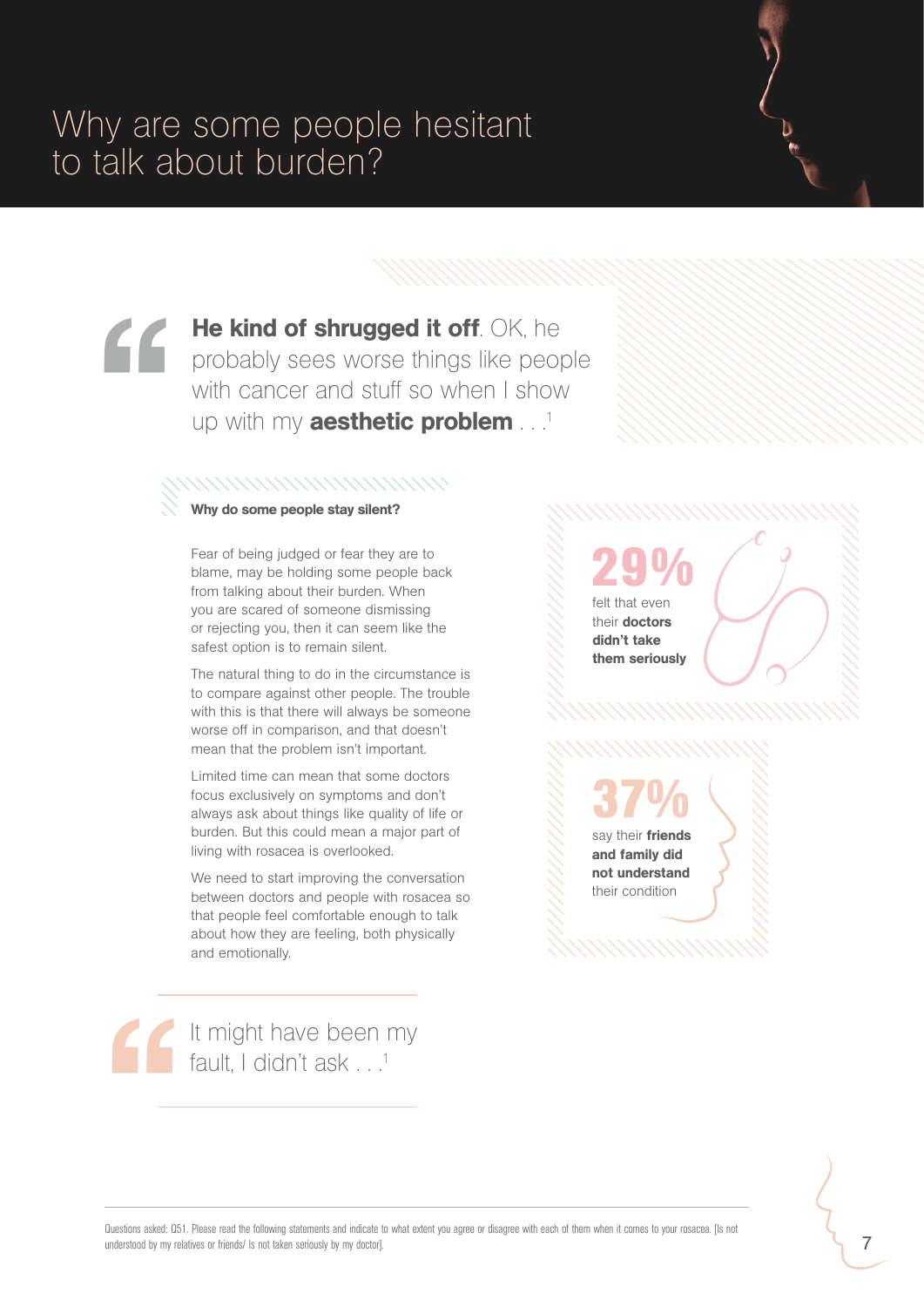# Why are some people hesitant to talk about burden?

> **He kind of shrugged it off**. OK, he probably sees worse things like people with cancer and stuff so when I show up with my **aesthetic problem** . . .[1]

### Why do some people stay silent?

Fear of being judged or fear they are to blame, may be holding some people back from talking about their burden. When you are scared of someone dismissing or rejecting you, then it can seem like the safest option is to remain silent.

The natural thing to do in the circumstance is to compare against other people. The trouble with this is that there will always be someone worse off in comparison, and that doesn't mean that the problem isn't important.

Limited time can mean that some doctors focus exclusively on symptoms and don't always ask about things like quality of life or burden. But this could mean a major part of living with rosacea is overlooked.

We need to start improving the conversation between doctors and people with rosacea so that people feel comfortable enough to talk about how they are feeling, both physically and emotionally.

**29%** felt that even their **doctors didn't take them seriously**

**37%** say their **friends and family did not understand** their condition

> It might have been my fault, I didn't ask . . .[1]

Questions asked: Q51. Please read the following statements and indicate to what extent you agree or disagree with each of them when it comes to your rosacea. [Is not understood by my relatives or friends/ Is not taken seriously by my doctor].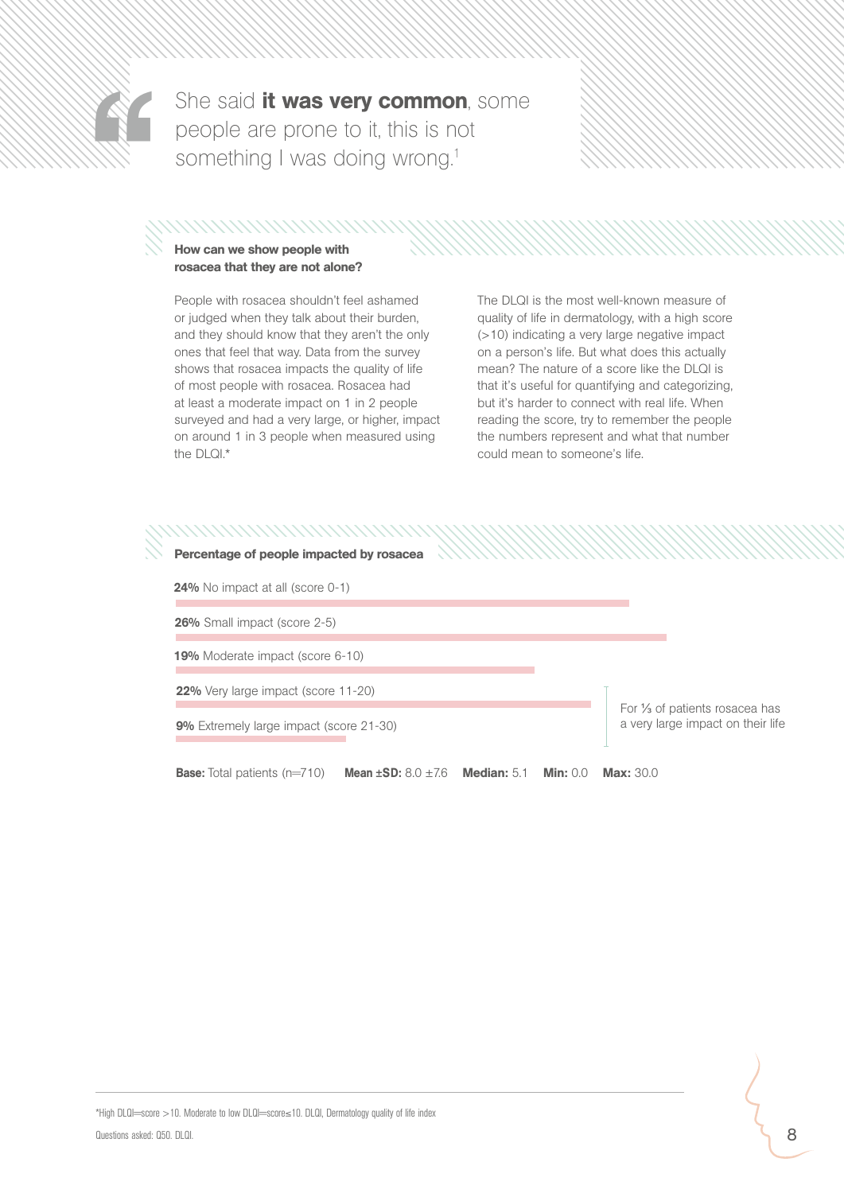> She said **it was very common**, some people are prone to it, this is not something I was doing wrong.[1]

### How can we show people with rosacea that they are not alone?

People with rosacea shouldn't feel ashamed or judged when they talk about their burden, and they should know that they aren't the only ones that feel that way. Data from the survey shows that rosacea impacts the quality of life of most people with rosacea. Rosacea had at least a moderate impact on 1 in 2 people surveyed and had a very large, or higher, impact on around 1 in 3 people when measured using the DLQI.*

The DLQI is the most well-known measure of quality of life in dermatology, with a high score (>10) indicating a very large negative impact on a person's life. But what does this actually mean? The nature of a score like the DLQI is that it's useful for quantifying and categorizing, but it's harder to connect with real life. When reading the score, try to remember the people the numbers represent and what that number could mean to someone's life.

### Percentage of people impacted by rosacea

- **24%** No impact at all (score 0-1)
- **26%** Small impact (score 2-5)
- **19%** Moderate impact (score 6-10)
- **22%** Very large impact (score 11-20)
- **9%** Extremely large impact (score 21-30)

For ⅓ of patients rosacea has a very large impact on their life

**Base:** Total patients (n=710) **Mean ±SD:** 8.0 ±7.6 **Median:** 5.1 **Min:** 0.0 **Max:** 30.0

*High DLQI=score >10. Moderate to low DLQI=score≤10. DLQI, Dermatology quality of life index

Questions asked: Q50. DLQI.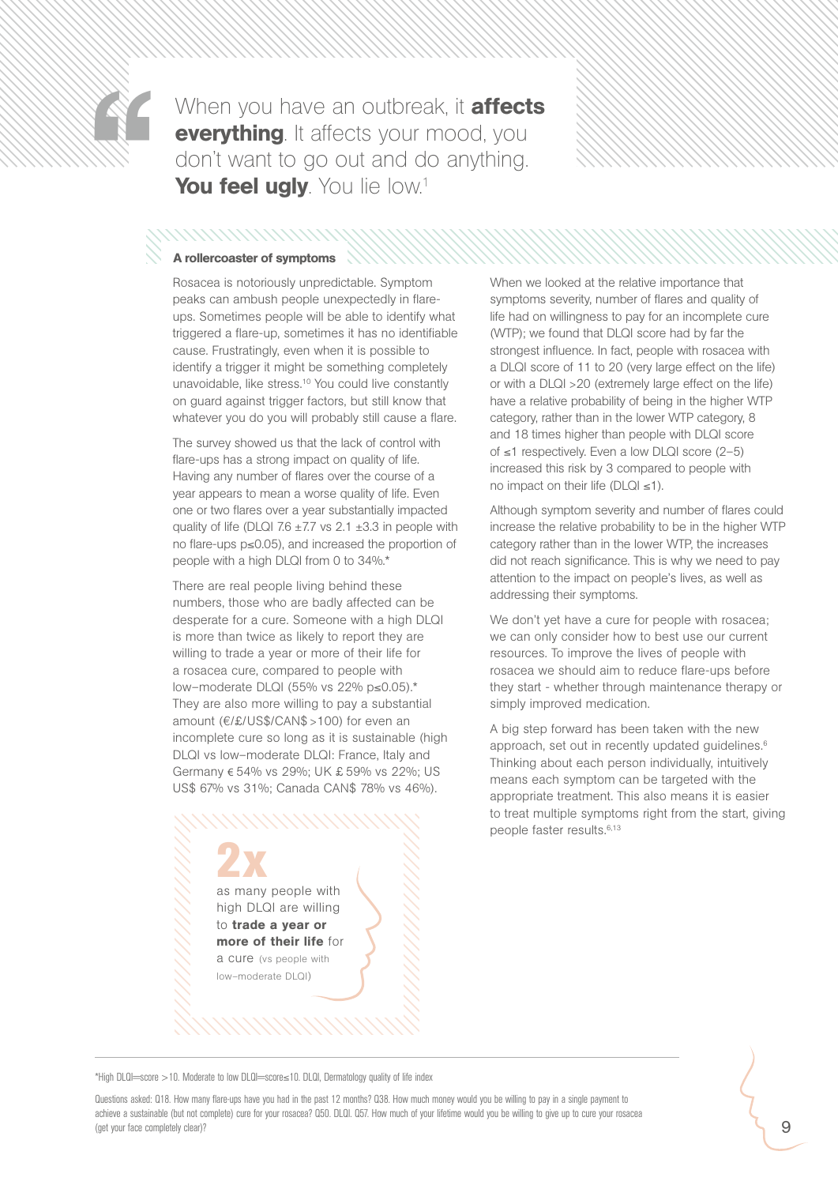> When you have an outbreak, it **affects everything**. It affects your mood, you don't want to go out and do anything. **You feel ugly**. You lie low.[1]

### A rollercoaster of symptoms

Rosacea is notoriously unpredictable. Symptom peaks can ambush people unexpectedly in flare-ups. Sometimes people will be able to identify what triggered a flare-up, sometimes it has no identifiable cause. Frustratingly, even when it is possible to identify a trigger it might be something completely unavoidable, like stress.[10] You could live constantly on guard against trigger factors, but still know that whatever you do you will probably still cause a flare.

The survey showed us that the lack of control with flare-ups has a strong impact on quality of life. Having any number of flares over the course of a year appears to mean a worse quality of life. Even one or two flares over a year substantially impacted quality of life (DLQI 7.6 ±7.7 vs 2.1 ±3.3 in people with no flare-ups $p \leq 0.05$), and increased the proportion of people with a high DLQI from 0 to 34%.*

There are real people living behind these numbers, those who are badly affected can be desperate for a cure. Someone with a high DLQI is more than twice as likely to report they are willing to trade a year or more of their life for a rosacea cure, compared to people with low–moderate DLQI (55% vs 22% $p \leq 0.05$).* They are also more willing to pay a substantial amount (€/£/US$/CAN$ >100) for even an incomplete cure so long as it is sustainable (high DLQI vs low–moderate DLQI: France, Italy and Germany € 54% vs 29%; UK £ 59% vs 22%; US US$ 67% vs 31%; Canada CAN$ 78% vs 46%).

**2x** as many people with high DLQI are willing to **trade a year or more of their life** for a cure (vs people with low–moderate DLQI)

When we looked at the relative importance that symptoms severity, number of flares and quality of life had on willingness to pay for an incomplete cure (WTP); we found that DLQI score had by far the strongest influence. In fact, people with rosacea with a DLQI score of 11 to 20 (very large effect on the life) or with a DLQI >20 (extremely large effect on the life) have a relative probability of being in the higher WTP category, rather than in the lower WTP category, 8 and 18 times higher than people with DLQI score of ≤1 respectively. Even a low DLQI score (2–5) increased this risk by 3 compared to people with no impact on their life (DLQI ≤1).

Although symptom severity and number of flares could increase the relative probability to be in the higher WTP category rather than in the lower WTP, the increases did not reach significance. This is why we need to pay attention to the impact on people's lives, as well as addressing their symptoms.

We don't yet have a cure for people with rosacea; we can only consider how to best use our current resources. To improve the lives of people with rosacea we should aim to reduce flare-ups before they start - whether through maintenance therapy or simply improved medication.

A big step forward has been taken with the new approach, set out in recently updated guidelines.[6] Thinking about each person individually, intuitively means each symptom can be targeted with the appropriate treatment. This also means it is easier to treat multiple symptoms right from the start, giving people faster results.[6,13]

---

*High DLQI=score >10. Moderate to low DLQI=score≤10. DLQI, Dermatology quality of life index

Questions asked: Q18. How many flare-ups have you had in the past 12 months? Q38. How much money would you be willing to pay in a single payment to achieve a sustainable (but not complete) cure for your rosacea? Q50. DLQI. Q57. How much of your lifetime would you be willing to give up to cure your rosacea (get your face completely clear)?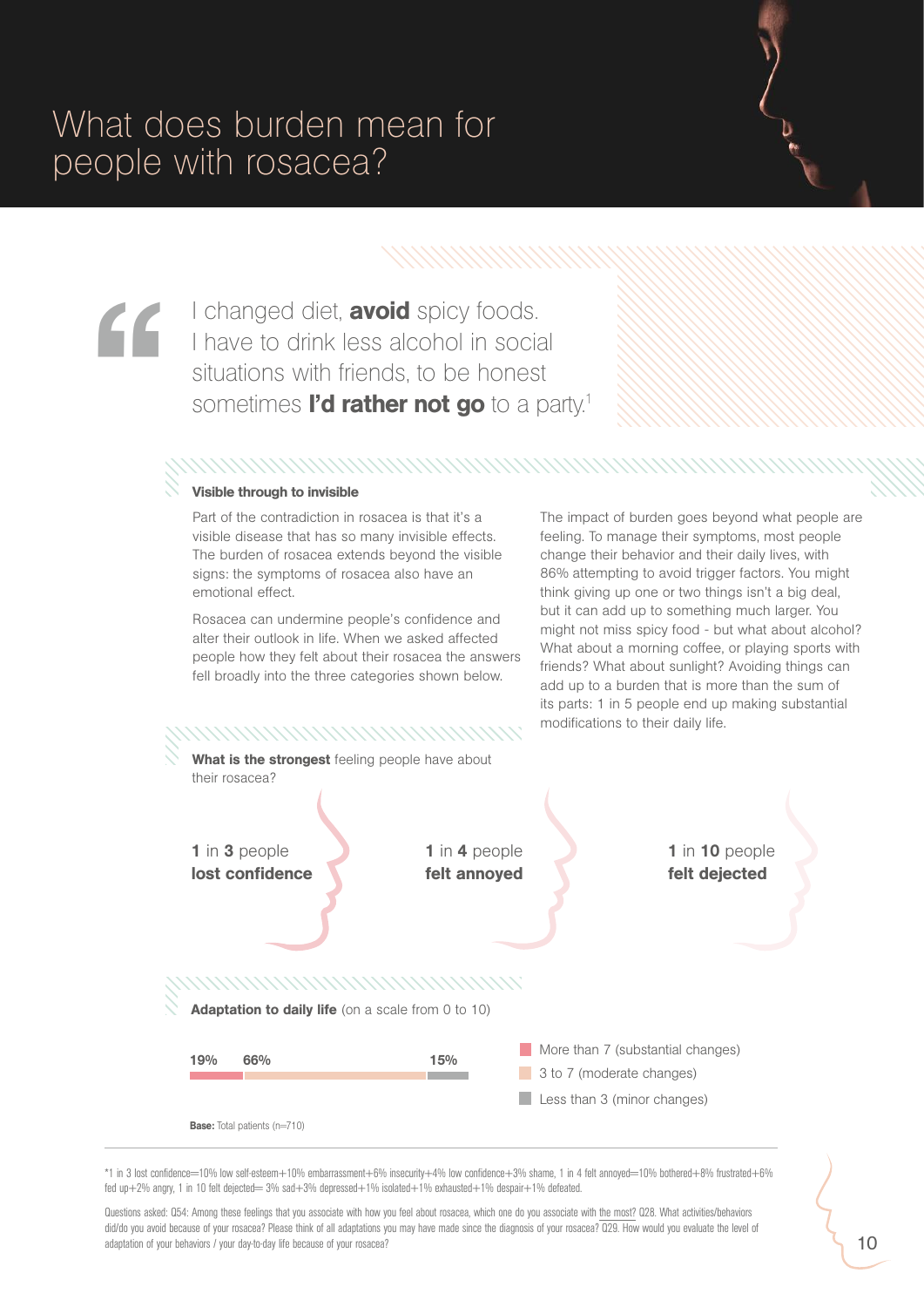# What does burden mean for people with rosacea?

> I changed diet, **avoid** spicy foods. I have to drink less alcohol in social situations with friends, to be honest sometimes **I'd rather not go** to a party.[1]

### Visible through to invisible

Part of the contradiction in rosacea is that it's a visible disease that has so many invisible effects. The burden of rosacea extends beyond the visible signs: the symptoms of rosacea also have an emotional effect.

Rosacea can undermine people's confidence and alter their outlook in life. When we asked affected people how they felt about their rosacea the answers fell broadly into the three categories shown below.

The impact of burden goes beyond what people are feeling. To manage their symptoms, most people change their behavior and their daily lives, with 86% attempting to avoid trigger factors. You might think giving up one or two things isn't a big deal, but it can add up to something much larger. You might not miss spicy food - but what about alcohol? What about a morning coffee, or playing sports with friends? What about sunlight? Avoiding things can add up to a burden that is more than the sum of its parts: 1 in 5 people end up making substantial modifications to their daily life.

**What is the strongest** feeling people have about their rosacea?

- **1** in **3** people **lost confidence**
- **1** in **4** people **felt annoyed**
- **1** in **10** people **felt dejected**

**Adaptation to daily life** (on a scale from 0 to 10)

| More than 7 (substantial changes) | 3 to 7 (moderate changes) | Less than 3 (minor changes) |
|---|---|---|
| 19% | 66% | 15% |

**Base:** Total patients (n=710)

*1 in 3 lost confidence=10% low self-esteem+10% embarrassment+6% insecurity+4% low confidence+3% shame, 1 in 4 felt annoyed=10% bothered+8% frustrated+6% fed up+2% angry, 1 in 10 felt dejected= 3% sad+3% depressed+1% isolated+1% exhausted+1% despair+1% defeated.

Questions asked: Q54: Among these feelings that you associate with how you feel about rosacea, which one do you associate with the most? Q28. What activities/behaviors did/do you avoid because of your rosacea? Please think of all adaptations you may have made since the diagnosis of your rosacea? Q29. How would you evaluate the level of adaptation of your behaviors / your day-to-day life because of your rosacea?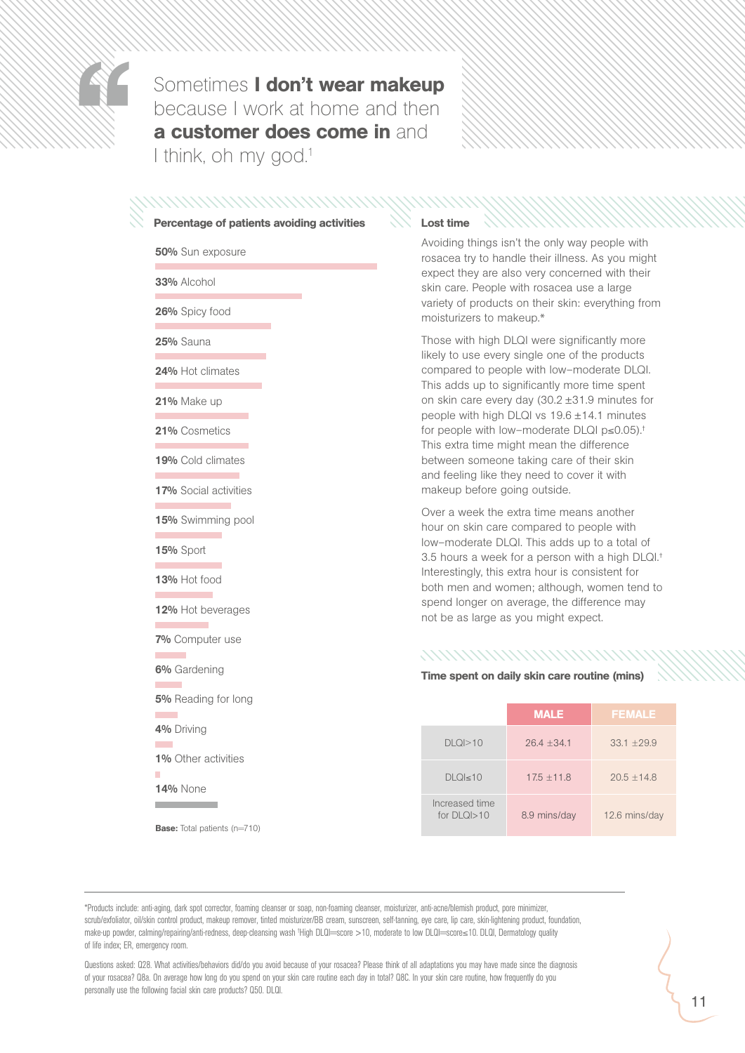> Sometimes **I don't wear makeup** because I work at home and then **a customer does come in** and I think, oh my god.[1]

## Percentage of patients avoiding activities

- **50%** Sun exposure
- **33%** Alcohol
- **26%** Spicy food
- **25%** Sauna
- **24%** Hot climates
- **21%** Make up
- **21%** Cosmetics
- **19%** Cold climates
- **17%** Social activities
- **15%** Swimming pool
- **15%** Sport
- **13%** Hot food
- **12%** Hot beverages
- **7%** Computer use
- **6%** Gardening
- **5%** Reading for long
- **4%** Driving
- **1%** Other activities
- **14%** None

**Base:** Total patients (n=710)

## Lost time

Avoiding things isn't the only way people with rosacea try to handle their illness. As you might expect they are also very concerned with their skin care. People with rosacea use a large variety of products on their skin: everything from moisturizers to makeup.*

Those with high DLQI were significantly more likely to use every single one of the products compared to people with low–moderate DLQI. This adds up to significantly more time spent on skin care every day (30.2 ±31.9 minutes for people with high DLQI vs 19.6 ±14.1 minutes for people with low–moderate DLQI $p \leq 0.05$).† This extra time might mean the difference between someone taking care of their skin and feeling like they need to cover it with makeup before going outside.

Over a week the extra time means another hour on skin care compared to people with low–moderate DLQI. This adds up to a total of 3.5 hours a week for a person with a high DLQI.† Interestingly, this extra hour is consistent for both men and women; although, women tend to spend longer on average, the difference may not be as large as you might expect.

## Time spent on daily skin care routine (mins)

| | MALE | FEMALE |
|---|---|---|
| DLQI>10 | 26.4 ±34.1 | 33.1 ±29.9 |
| DLQI≤10 | 17.5 ±11.8 | 20.5 ±14.8 |
| Increased time for DLQI>10 | 8.9 mins/day | 12.6 mins/day |

---

*Products include: anti-aging, dark spot corrector, foaming cleanser or soap, non-foaming cleanser, moisturizer, anti-acne/blemish product, pore minimizer, scrub/exfoliator, oil/skin control product, makeup remover, tinted moisturizer/BB cream, sunscreen, self-tanning, eye care, lip care, skin-lightening product, foundation, make-up powder, calming/repairing/anti-redness, deep-cleansing wash †High DLQI=score >10, moderate to low DLQI=score≤10. DLQI, Dermatology quality of life index; ER, emergency room.

Questions asked: Q28. What activities/behaviors did/do you avoid because of your rosacea? Please think of all adaptations you may have made since the diagnosis of your rosacea? Q8a. On average how long do you spend on your skin care routine each day in total? Q8C. In your skin care routine, how frequently do you personally use the following facial skin care products? Q50. DLQI.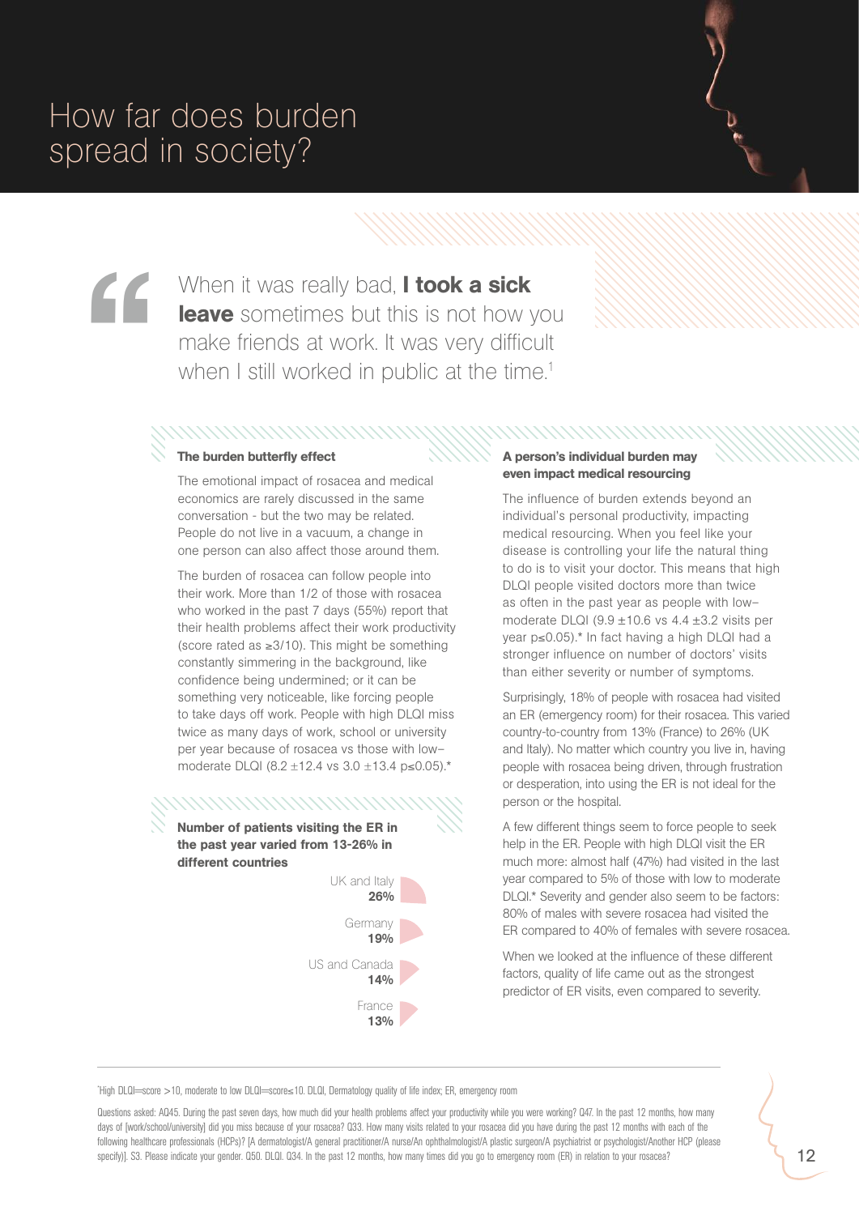# How far does burden spread in society?

> When it was really bad, **I took a sick leave** sometimes but this is not how you make friends at work. It was very difficult when I still worked in public at the time.[1]

### The burden butterfly effect

The emotional impact of rosacea and medical economics are rarely discussed in the same conversation - but the two may be related. People do not live in a vacuum, a change in one person can also affect those around them.

The burden of rosacea can follow people into their work. More than 1/2 of those with rosacea who worked in the past 7 days (55%) report that their health problems affect their work productivity (score rated as ≥3/10). This might be something constantly simmering in the background, like confidence being undermined; or it can be something very noticeable, like forcing people to take days off work. People with high DLQI miss twice as many days of work, school or university per year because of rosacea vs those with low–moderate DLQI (8.2 ±12.4 vs 3.0 ±13.4 p≤0.05).*

### Number of patients visiting the ER in the past year varied from 13-26% in different countries

| Country | % |
|---|---|
| UK and Italy | **26%** |
| Germany | **19%** |
| US and Canada | **14%** |
| France | **13%** |

### A person's individual burden may even impact medical resourcing

The influence of burden extends beyond an individual's personal productivity, impacting medical resourcing. When you feel like your disease is controlling your life the natural thing to do is to visit your doctor. This means that high DLQI people visited doctors more than twice as often in the past year as people with low–moderate DLQI (9.9 ±10.6 vs 4.4 ±3.2 visits per year p≤0.05).* In fact having a high DLQI had a stronger influence on number of doctors' visits than either severity or number of symptoms.

Surprisingly, 18% of people with rosacea had visited an ER (emergency room) for their rosacea. This varied country-to-country from 13% (France) to 26% (UK and Italy). No matter which country you live in, having people with rosacea being driven, through frustration or desperation, into using the ER is not ideal for the person or the hospital.

A few different things seem to force people to seek help in the ER. People with high DLQI visit the ER much more: almost half (47%) had visited in the last year compared to 5% of those with low to moderate DLQI.* Severity and gender also seem to be factors: 80% of males with severe rosacea had visited the ER compared to 40% of females with severe rosacea.

When we looked at the influence of these different factors, quality of life came out as the strongest predictor of ER visits, even compared to severity.

---

*High DLQI=score >10, moderate to low DLQI=score≤10. DLQI, Dermatology quality of life index; ER, emergency room

Questions asked: AQ45. During the past seven days, how much did your health problems affect your productivity while you were working? Q47. In the past 12 months, how many days of [work/school/university] did you miss because of your rosacea? Q33. How many visits related to your rosacea did you have during the past 12 months with each of the following healthcare professionals (HCPs)? [A dermatologist/A general practitioner/A nurse/An ophthalmologist/A plastic surgeon/A psychiatrist or psychologist/Another HCP (please specify)]. S3. Please indicate your gender. Q50. DLQI. Q34. In the past 12 months, how many times did you go to emergency room (ER) in relation to your rosacea?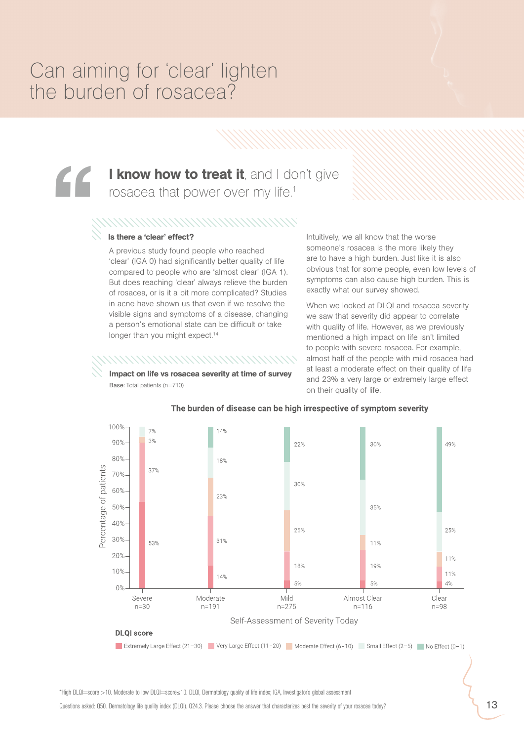# Can aiming for 'clear' lighten the burden of rosacea?

> **I know how to treat it**, and I don't give rosacea that power over my life.[1]

### Is there a 'clear' effect?

A previous study found people who reached 'clear' (IGA 0) had significantly better quality of life compared to people who are 'almost clear' (IGA 1). But does reaching 'clear' always relieve the burden of rosacea, or is it a bit more complicated? Studies in acne have shown us that even if we resolve the visible signs and symptoms of a disease, changing a person's emotional state can be difficult or take longer than you might expect.[14]

Intuitively, we all know that the worse someone's rosacea is the more likely they are to have a high burden. Just like it is also obvious that for some people, even low levels of symptoms can also cause high burden. This is exactly what our survey showed.

When we looked at DLQI and rosacea severity we saw that severity did appear to correlate with quality of life. However, as we previously mentioned a high impact on life isn't limited to people with severe rosacea. For example, almost half of the people with mild rosacea had at least a moderate effect on their quality of life and 23% a very large or extremely large effect on their quality of life.

### Impact on life vs rosacea severity at time of survey

**Base:** Total patients (n=710)

**The burden of disease can be high irrespective of symptom severity**

| DLQI score | Severe n=30 | Moderate n=191 | Mild n=275 | Almost Clear n=116 | Clear n=98 |
|---|---|---|---|---|---|
| Extremely Large Effect (21–30) | 53% | 14% | 5% | 5% | 4% |
| Very Large Effect (11–20) | 37% | 31% | 18% | 19% | 11% |
| Moderate Effect (6–10) | 3% | 23% | 25% | 11% | 11% |
| Small Effect (2–5) | 7% | 18% | 30% | 35% | 25% |
| No Effect (0–1) | | 14% | 22% | 30% | 49% |

Self-Assessment of Severity Today

*High DLQI=score >10. Moderate to low DLQI=score≤10. DLQI, Dermatology quality of life index; IGA, Investigator's global assessment

Questions asked: Q50. Dermatology life quality index (DLQI). Q24.3. Please choose the answer that characterizes best the severity of your rosacea today?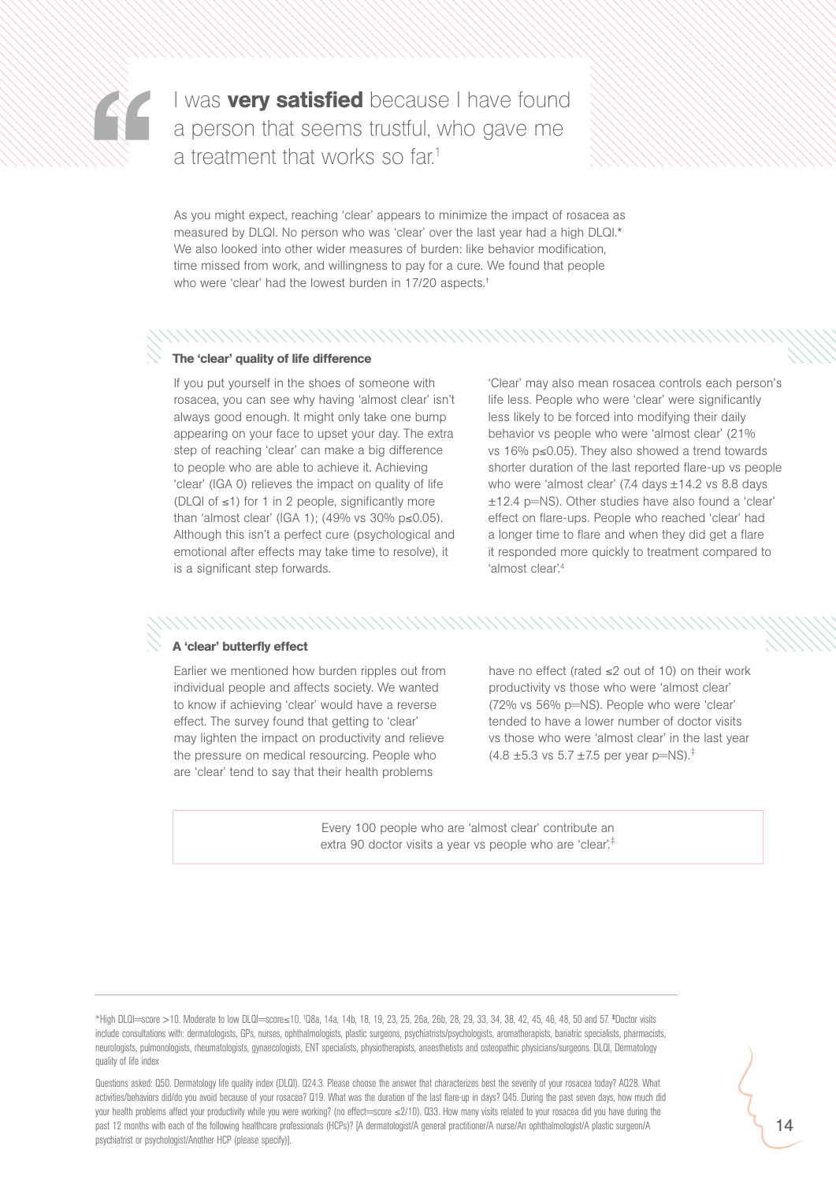> I was **very satisfied** because I have found a person that seems trustful, who gave me a treatment that works so far.[1]

As you might expect, reaching 'clear' appears to minimize the impact of rosacea as measured by DLQI. No person who was 'clear' over the last year had a high DLQI.* We also looked into other wider measures of burden: like behavior modification, time missed from work, and willingness to pay for a cure. We found that people who were 'clear' had the lowest burden in 17/20 aspects.†

### The 'clear' quality of life difference

If you put yourself in the shoes of someone with rosacea, you can see why having 'almost clear' isn't always good enough. It might only take one bump appearing on your face to upset your day. The extra step of reaching 'clear' can make a big difference to people who are able to achieve it. Achieving 'clear' (IGA 0) relieves the impact on quality of life (DLQI of ≤1) for 1 in 2 people, significantly more than 'almost clear' (IGA 1); (49% vs 30% p≤0.05). Although this isn't a perfect cure (psychological and emotional after effects may take time to resolve), it is a significant step forwards.

'Clear' may also mean rosacea controls each person's life less. People who were 'clear' were significantly less likely to be forced into modifying their daily behavior vs people who were 'almost clear' (21% vs 16% p≤0.05). They also showed a trend towards shorter duration of the last reported flare-up vs people who were 'almost clear' (7.4 days ±14.2 vs 8.8 days ±12.4 p=NS). Other studies have also found a 'clear' effect on flare-ups. People who reached 'clear' had a longer time to flare and when they did get a flare it responded more quickly to treatment compared to 'almost clear'.[4]

### A 'clear' butterfly effect

Earlier we mentioned how burden ripples out from individual people and affects society. We wanted to know if achieving 'clear' would have a reverse effect. The survey found that getting to 'clear' may lighten the impact on productivity and relieve the pressure on medical resourcing. People who are 'clear' tend to say that their health problems have no effect (rated ≤2 out of 10) on their work productivity vs those who were 'almost clear' (72% vs 56% p=NS). People who were 'clear' tended to have a lower number of doctor visits vs those who were 'almost clear' in the last year (4.8 ±5.3 vs 5.7 ±7.5 per year p=NS).‡

> Every 100 people who are 'almost clear' contribute an extra 90 doctor visits a year vs people who are 'clear'.‡

---

*High DLQI=score >10. Moderate to low DLQI=score≤10. †Q8a, 14a, 14b, 18, 19, 23, 25, 26a, 26b, 28, 29, 33, 34, 38, 42, 45, 46, 48, 50 and 57. ‡Doctor visits include consultations with: dermatologists, GPs, nurses, ophthalmologists, plastic surgeons, psychiatrists/psychologists, aromatherapists, bariatric specialists, pharmacists, neurologists, pulmonologists, rheumatologists, gynaecologists, ENT specialists, physiotherapists, anaesthetists and osteopathic physicians/surgeons. DLQI, Dermatology quality of life index

Questions asked: Q50. Dermatology life quality index (DLQI). Q24.3. Please choose the answer that characterizes best the severity of your rosacea today? AQ28. What activities/behaviors did/do you avoid because of your rosacea? Q19. What was the duration of the last flare-up in days? Q45. During the past seven days, how much did your health problems affect your productivity while you were working? (no effect=score ≤2/10). Q33. How many visits related to your rosacea did you have during the past 12 months with each of the following healthcare professionals (HCPs)? [A dermatologist/A general practitioner/A nurse/An ophthalmologist/A plastic surgeon/A psychiatrist or psychologist/Another HCP (please specify)].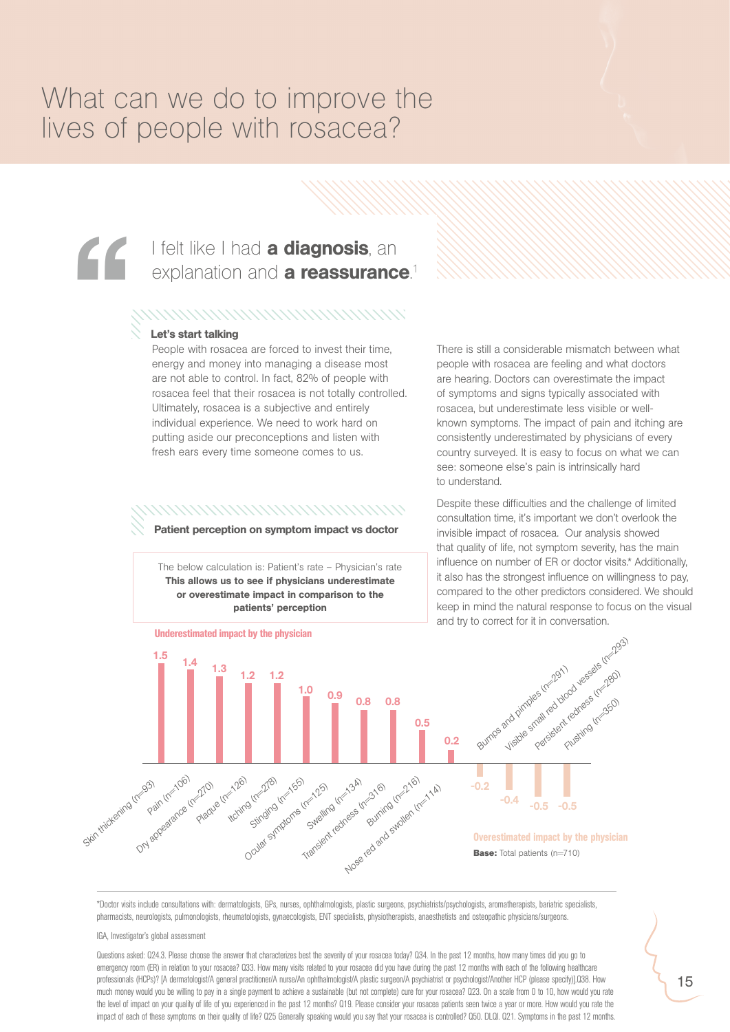# What can we do to improve the lives of people with rosacea?

> I felt like I had **a diagnosis**, an explanation and **a reassurance**.[1]

### Let's start talking

People with rosacea are forced to invest their time, energy and money into managing a disease most are not able to control. In fact, 82% of people with rosacea feel that their rosacea is not totally controlled. Ultimately, rosacea is a subjective and entirely individual experience. We need to work hard on putting aside our preconceptions and listen with fresh ears every time someone comes to us.

There is still a considerable mismatch between what people with rosacea are feeling and what doctors are hearing. Doctors can overestimate the impact of symptoms and signs typically associated with rosacea, but underestimate less visible or well-known symptoms. The impact of pain and itching are consistently underestimated by physicians of every country surveyed. It is easy to focus on what we can see: someone else's pain is intrinsically hard to understand.

Despite these difficulties and the challenge of limited consultation time, it's important we don't overlook the invisible impact of rosacea. Our analysis showed that quality of life, not symptom severity, has the main influence on number of ER or doctor visits.* Additionally, it also has the strongest influence on willingness to pay, compared to the other predictors considered. We should keep in mind the natural response to focus on the visual and try to correct for it in conversation.

### Patient perception on symptom impact vs doctor

The below calculation is: Patient's rate – Physician's rate
**This allows us to see if physicians underestimate or overestimate impact in comparison to the patients' perception**

| Symptom | Patient's rate – Physician's rate |
|---|---|
| **Underestimated impact by the physician** | |
| Skin thickening (n=93) | 1.5 |
| Pain (n=106) | 1.4 |
| Dry appearance (n=270) | 1.3 |
| Plaque (n=126) | 1.2 |
| Itching (n=278) | 1.2 |
| Stinging (n=155) | 1.0 |
| Ocular symptoms (n=125) | 0.9 |
| Swelling (n=134) | 0.8 |
| Transient redness (n=316) | 0.8 |
| Burning (n=216) | 0.5 |
| Nose red and swollen (n=114) | 0.2 |
| **Overestimated impact by the physician** | |
| Bumps and pimples (n=291) | -0.2 |
| Visible small red blood vessels (n=293) | -0.4 |
| Persistent redness (n=280) | -0.5 |
| Flushing (n=350) | -0.5 |

**Base:** Total patients (n=710)

---

*Doctor visits include consultations with: dermatologists, GPs, nurses, ophthalmologists, plastic surgeons, psychiatrists/psychologists, aromatherapists, bariatric specialists, pharmacists, neurologists, pulmonologists, rheumatologists, gynaecologists, ENT specialists, physiotherapists, anaesthetists and osteopathic physicians/surgeons.

IGA, Investigator's global assessment

Questions asked: Q24.3. Please choose the answer that characterizes best the severity of your rosacea today? Q34. In the past 12 months, how many times did you go to emergency room (ER) in relation to your rosacea? Q33. How many visits related to your rosacea did you have during the past 12 months with each of the following healthcare professionals (HCPs)? [A dermatologist/A general practitioner/A nurse/An ophthalmologist/A plastic surgeon/A psychiatrist or psychologist/Another HCP (please specify)].Q38. How much money would you be willing to pay in a single payment to achieve a sustainable (but not complete) cure for your rosacea? Q23. On a scale from 0 to 10, how would you rate the level of impact on your quality of life of you experienced in the past 12 months? Q19. Please consider your rosacea patients seen twice a year or more. How would you rate the impact of each of these symptoms on their quality of life? Q25 Generally speaking would you say that your rosacea is controlled? Q50. DLQI. Q21. Symptoms in the past 12 months.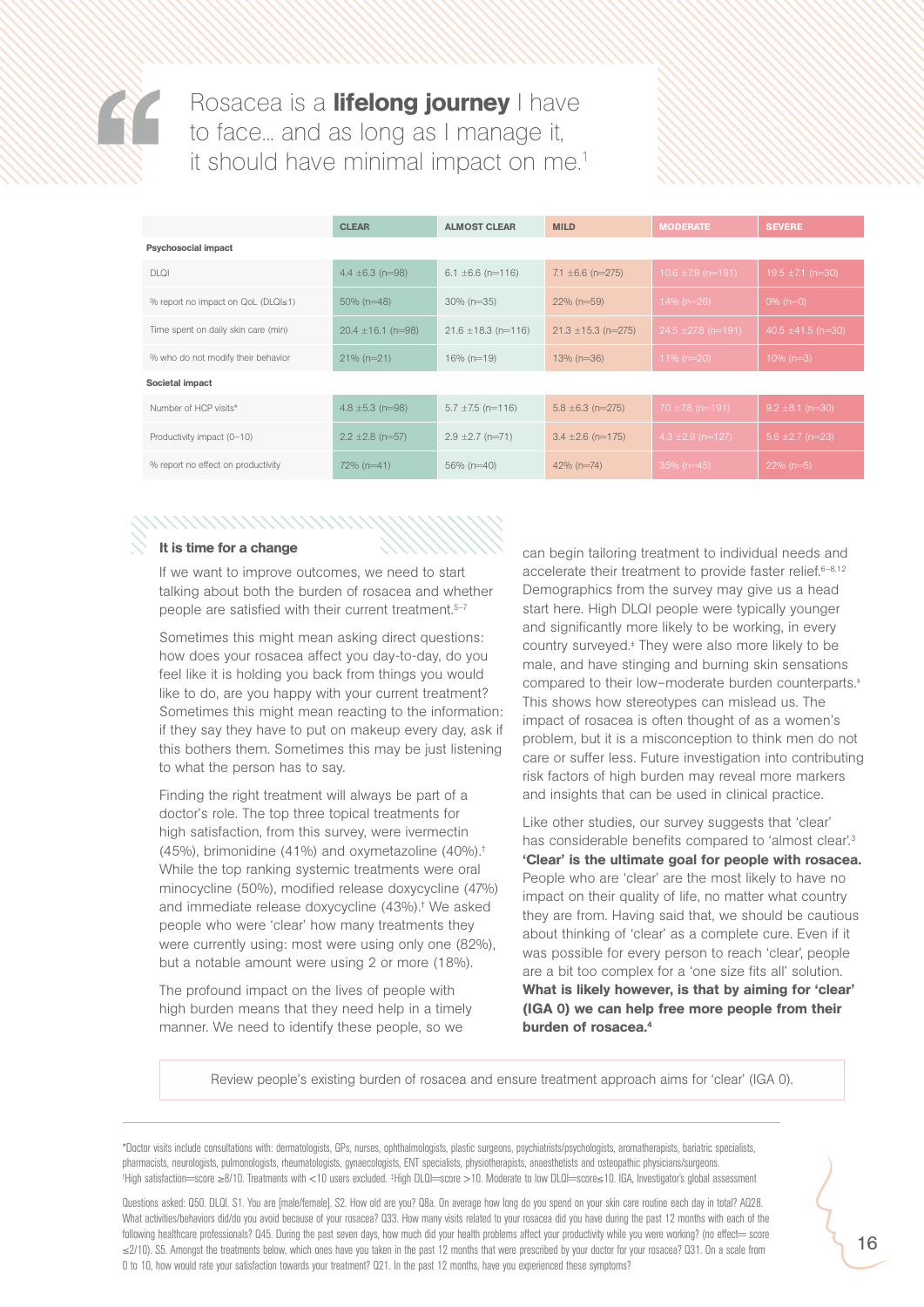> Rosacea is a **lifelong journey** I have to face… and as long as I manage it, it should have minimal impact on me.[1]

| | CLEAR | ALMOST CLEAR | MILD | MODERATE | SEVERE |
|---|---|---|---|---|---|
| **Psychosocial impact** | | | | | |
| DLQI | 4.4 ±6.3 (n=98) | 6.1 ±6.6 (n=116) | 7.1 ±6.6 (n=275) | 10.6 ±7.9 (n=191) | 19.5 ±7.1 (n=30) |
| % report no impact on QoL (DLQI≤1) | 50% (n=48) | 30% (n=35) | 22% (n=59) | 14% (n=26) | 0% (n=0) |
| Time spent on daily skin care (min) | 20.4 ±16.1 (n=98) | 21.6 ±18.3 (n=116) | 21.3 ±15.3 (n=275) | 24.5 ±27.8 (n=191) | 40.5 ±41.5 (n=30) |
| % who do not modify their behavior | 21% (n=21) | 16% (n=19) | 13% (n=36) | 11% (n=20) | 10% (n=3) |
| **Societal impact** | | | | | |
| Number of HCP visits* | 4.8 ±5.3 (n=98) | 5.7 ±7.5 (n=116) | 5.8 ±6.3 (n=275) | 7.0 ±7.8 (n=191) | 9.2 ±8.1 (n=30) |
| Productivity impact (0–10) | 2.2 ±2.8 (n=57) | 2.9 ±2.7 (n=71) | 3.4 ±2.6 (n=175) | 4.3 ±2.9 (n=127) | 5.6 ±2.7 (n=23) |
| % report no effect on productivity | 72% (n=41) | 56% (n=40) | 42% (n=74) | 35% (n=45) | 22% (n=5) |

### It is time for a change

If we want to improve outcomes, we need to start talking about both the burden of rosacea and whether people are satisfied with their current treatment.[5–7]

Sometimes this might mean asking direct questions: how does your rosacea affect you day-to-day, do you feel like it is holding you back from things you would like to do, are you happy with your current treatment? Sometimes this might mean reacting to the information: if they say they have to put on makeup every day, ask if this bothers them. Sometimes this may be just listening to what the person has to say.

Finding the right treatment will always be part of a doctor's role. The top three topical treatments for high satisfaction, from this survey, were ivermectin (45%), brimonidine (41%) and oxymetazoline (40%).[†] While the top ranking systemic treatments were oral minocycline (50%), modified release doxycycline (47%) and immediate release doxycycline (43%).[†] We asked people who were 'clear' how many treatments they were currently using: most were using only one (82%), but a notable amount were using 2 or more (18%).

The profound impact on the lives of people with high burden means that they need help in a timely manner. We need to identify these people, so we can begin tailoring treatment to individual needs and accelerate their treatment to provide faster relief.[6–8,12] Demographics from the survey may give us a head start here. High DLQI people were typically younger and significantly more likely to be working, in every country surveyed.[‡] They were also more likely to be male, and have stinging and burning skin sensations compared to their low–moderate burden counterparts.[‡] This shows how stereotypes can mislead us. The impact of rosacea is often thought of as a women's problem, but it is a misconception to think men do not care or suffer less. Future investigation into contributing risk factors of high burden may reveal more markers and insights that can be used in clinical practice.

Like other studies, our survey suggests that 'clear' has considerable benefits compared to 'almost clear'.[3] **'Clear' is the ultimate goal for people with rosacea.** People who are 'clear' are the most likely to have no impact on their quality of life, no matter what country they are from. Having said that, we should be cautious about thinking of 'clear' as a complete cure. Even if it was possible for every person to reach 'clear', people are a bit too complex for a 'one size fits all' solution. **What is likely however, is that by aiming for 'clear' (IGA 0) we can help free more people from their burden of rosacea.[4]**

> Review people's existing burden of rosacea and ensure treatment approach aims for 'clear' (IGA 0).

---

*Doctor visits include consultations with: dermatologists, GPs, nurses, ophthalmologists, plastic surgeons, psychiatrists/psychologists, aromatherapists, bariatric specialists, pharmacists, neurologists, pulmonologists, rheumatologists, gynaecologists, ENT specialists, physiotherapists, anaesthetists and osteopathic physicians/surgeons.
[†]High satisfaction=score ≥8/10. Treatments with <10 users excluded. [‡]High DLQI=score >10. Moderate to low DLQI=score≤10. IGA, Investigator's global assessment

Questions asked: Q50. DLQI. S1. You are [male/female]. S2. How old are you? Q8a. On average how long do you spend on your skin care routine each day in total? AQ28. What activities/behaviors did/do you avoid because of your rosacea? Q33. How many visits related to your rosacea did you have during the past 12 months with each of the following healthcare professionals? Q45. During the past seven days, how much did your health problems affect your productivity while you were working? (no effect= score ≤2/10). S5. Amongst the treatments below, which ones have you taken in the past 12 months that were prescribed by your doctor for your rosacea? Q31. On a scale from 0 to 10, how would rate your satisfaction towards your treatment? Q21. In the past 12 months, have you experienced these symptoms?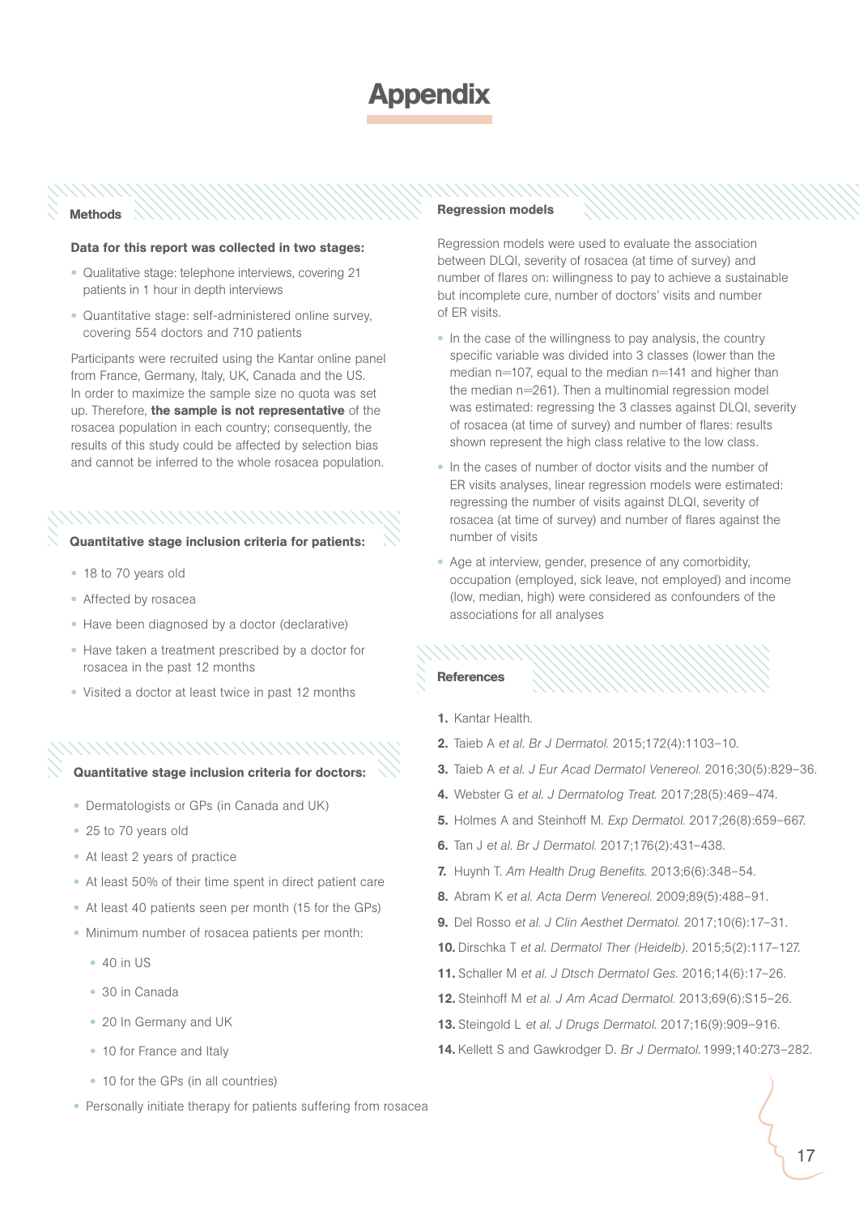# Appendix

## Methods

**Data for this report was collected in two stages:**

- Qualitative stage: telephone interviews, covering 21 patients in 1 hour in depth interviews
- Quantitative stage: self-administered online survey, covering 554 doctors and 710 patients

Participants were recruited using the Kantar online panel from France, Germany, Italy, UK, Canada and the US. In order to maximize the sample size no quota was set up. Therefore, **the sample is not representative** of the rosacea population in each country; consequently, the results of this study could be affected by selection bias and cannot be inferred to the whole rosacea population.

### Quantitative stage inclusion criteria for patients:

- 18 to 70 years old
- Affected by rosacea
- Have been diagnosed by a doctor (declarative)
- Have taken a treatment prescribed by a doctor for rosacea in the past 12 months
- Visited a doctor at least twice in past 12 months

### Quantitative stage inclusion criteria for doctors:

- Dermatologists or GPs (in Canada and UK)
- 25 to 70 years old
- At least 2 years of practice
- At least 50% of their time spent in direct patient care
- At least 40 patients seen per month (15 for the GPs)
- Minimum number of rosacea patients per month:
  - 40 in US
  - 30 in Canada
  - 20 In Germany and UK
  - 10 for France and Italy
  - 10 for the GPs (in all countries)
- Personally initiate therapy for patients suffering from rosacea

## Regression models

Regression models were used to evaluate the association between DLQI, severity of rosacea (at time of survey) and number of flares on: willingness to pay to achieve a sustainable but incomplete cure, number of doctors' visits and number of ER visits.

- In the case of the willingness to pay analysis, the country specific variable was divided into 3 classes (lower than the median n=107, equal to the median n=141 and higher than the median n=261). Then a multinomial regression model was estimated: regressing the 3 classes against DLQI, severity of rosacea (at time of survey) and number of flares: results shown represent the high class relative to the low class.
- In the cases of number of doctor visits and the number of ER visits analyses, linear regression models were estimated: regressing the number of visits against DLQI, severity of rosacea (at time of survey) and number of flares against the number of visits
- Age at interview, gender, presence of any comorbidity, occupation (employed, sick leave, not employed) and income (low, median, high) were considered as confounders of the associations for all analyses

## References

1. Kantar Health.
2. Taieb A *et al. Br J Dermatol.* 2015;172(4):1103–10.
3. Taieb A *et al. J Eur Acad Dermatol Venereol.* 2016;30(5):829–36.
4. Webster G *et al. J Dermatolog Treat.* 2017;28(5):469–474.
5. Holmes A and Steinhoff M. *Exp Dermatol.* 2017;26(8):659–667.
6. Tan J *et al. Br J Dermatol.* 2017;176(2):431–438.
7. Huynh T. *Am Health Drug Benefits.* 2013;6(6):348–54.
8. Abram K *et al. Acta Derm Venereol.* 2009;89(5):488–91.
9. Del Rosso *et al. J Clin Aesthet Dermatol.* 2017;10(6):17–31.
10. Dirschka T *et al. Dermatol Ther (Heidelb).* 2015;5(2):117–127.
11. Schaller M *et al. J Dtsch Dermatol Ges.* 2016;14(6):17–26.
12. Steinhoff M *et al. J Am Acad Dermatol.* 2013;69(6):S15–26.
13. Steingold L *et al. J Drugs Dermatol.* 2017;16(9):909–916.
14. Kellett S and Gawkrodger D. *Br J Dermatol.* 1999;140:273–282.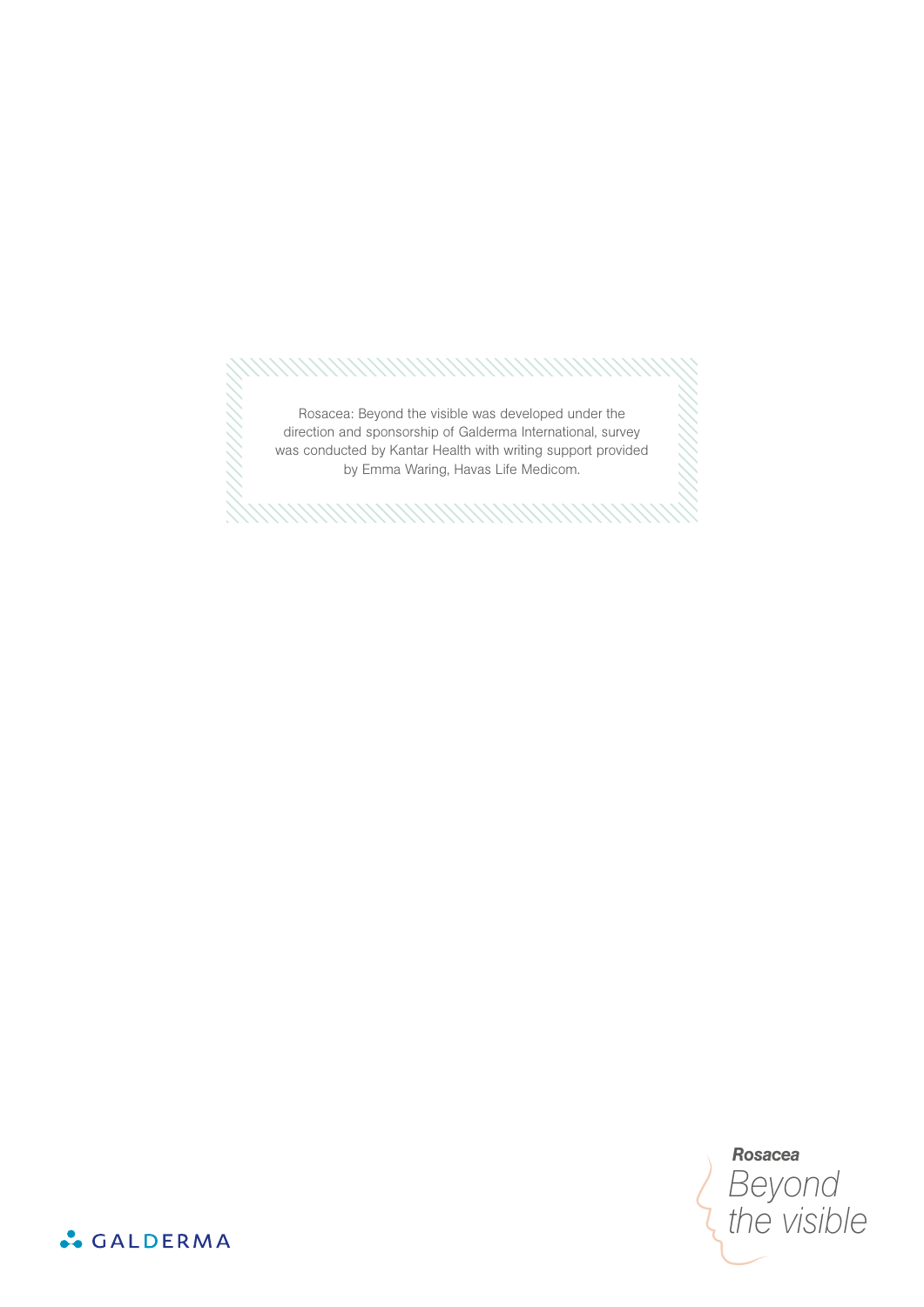Rosacea: Beyond the visible was developed under the direction and sponsorship of Galderma International, survey was conducted by Kantar Health with writing support provided by Emma Waring, Havas Life Medicom.

GALDERMA

*Rosacea*
*Beyond the visible*